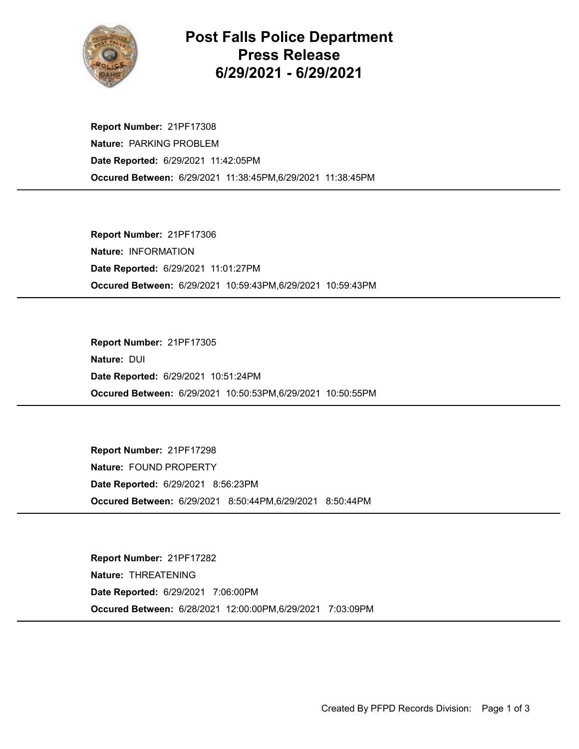# Post Falls Police Department Press Release 6/29/2021 - 6/29/2021

**Report Number:** 21PF17308
**Nature:** PARKING PROBLEM
**Date Reported:** 6/29/2021 11:42:05PM
**Occured Between:** 6/29/2021 11:38:45PM,6/29/2021 11:38:45PM

---

**Report Number:** 21PF17306
**Nature:** INFORMATION
**Date Reported:** 6/29/2021 11:01:27PM
**Occured Between:** 6/29/2021 10:59:43PM,6/29/2021 10:59:43PM

---

**Report Number:** 21PF17305
**Nature:** DUI
**Date Reported:** 6/29/2021 10:51:24PM
**Occured Between:** 6/29/2021 10:50:53PM,6/29/2021 10:50:55PM

---

**Report Number:** 21PF17298
**Nature:** FOUND PROPERTY
**Date Reported:** 6/29/2021 8:56:23PM
**Occured Between:** 6/29/2021 8:50:44PM,6/29/2021 8:50:44PM

---

**Report Number:** 21PF17282
**Nature:** THREATENING
**Date Reported:** 6/29/2021 7:06:00PM
**Occured Between:** 6/28/2021 12:00:00PM,6/29/2021 7:03:09PM

---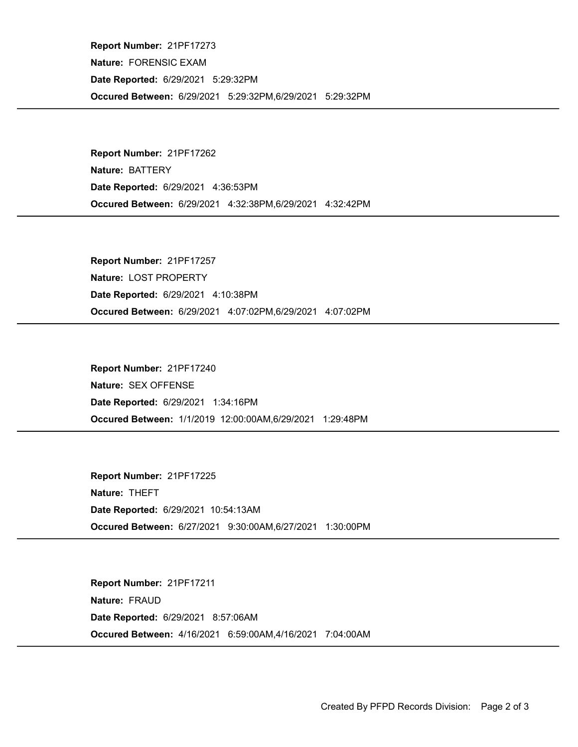**Report Number:** 21PF17273
**Nature:** FORENSIC EXAM
**Date Reported:** 6/29/2021 5:29:32PM
**Occured Between:** 6/29/2021 5:29:32PM,6/29/2021 5:29:32PM

---

**Report Number:** 21PF17262
**Nature:** BATTERY
**Date Reported:** 6/29/2021 4:36:53PM
**Occured Between:** 6/29/2021 4:32:38PM,6/29/2021 4:32:42PM

---

**Report Number:** 21PF17257
**Nature:** LOST PROPERTY
**Date Reported:** 6/29/2021 4:10:38PM
**Occured Between:** 6/29/2021 4:07:02PM,6/29/2021 4:07:02PM

---

**Report Number:** 21PF17240
**Nature:** SEX OFFENSE
**Date Reported:** 6/29/2021 1:34:16PM
**Occured Between:** 1/1/2019 12:00:00AM,6/29/2021 1:29:48PM

---

**Report Number:** 21PF17225
**Nature:** THEFT
**Date Reported:** 6/29/2021 10:54:13AM
**Occured Between:** 6/27/2021 9:30:00AM,6/27/2021 1:30:00PM

---

**Report Number:** 21PF17211
**Nature:** FRAUD
**Date Reported:** 6/29/2021 8:57:06AM
**Occured Between:** 4/16/2021 6:59:00AM,4/16/2021 7:04:00AM

---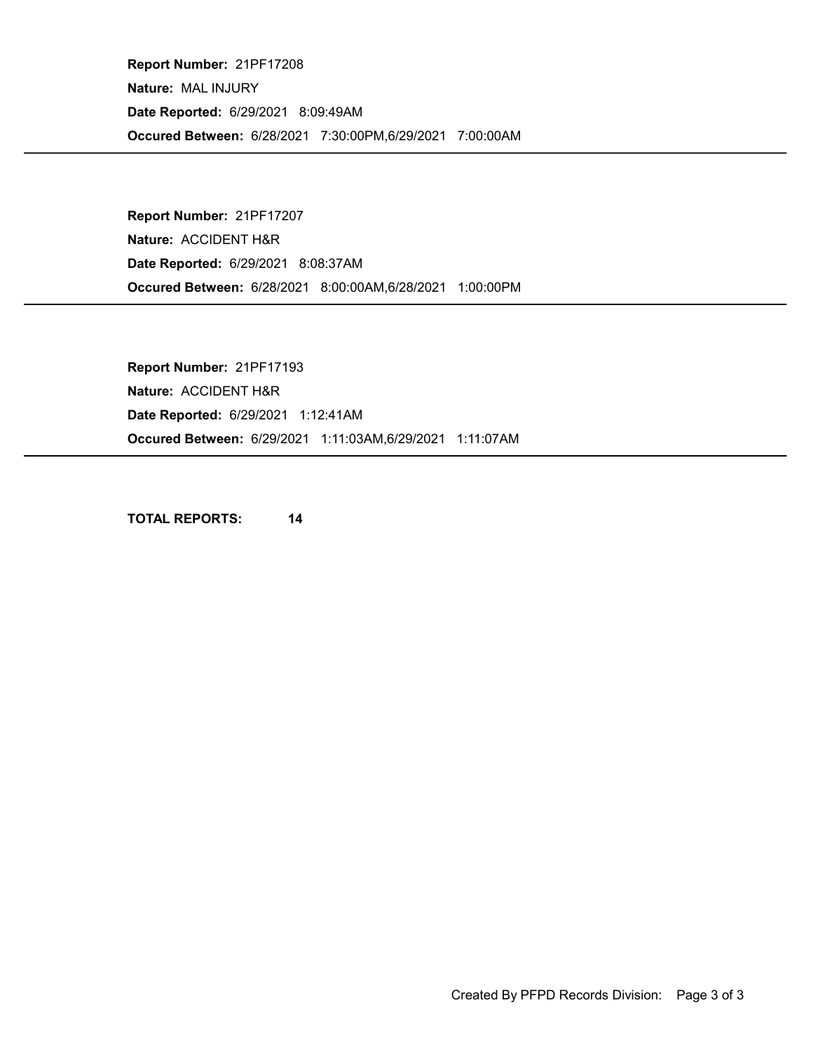**Report Number:** 21PF17208

**Nature:** MAL INJURY

**Date Reported:** 6/29/2021 8:09:49AM

**Occured Between:** 6/28/2021 7:30:00PM,6/29/2021 7:00:00AM

---

**Report Number:** 21PF17207

**Nature:** ACCIDENT H&R

**Date Reported:** 6/29/2021 8:08:37AM

**Occured Between:** 6/28/2021 8:00:00AM,6/28/2021 1:00:00PM

---

**Report Number:** 21PF17193

**Nature:** ACCIDENT H&R

**Date Reported:** 6/29/2021 1:12:41AM

**Occured Between:** 6/29/2021 1:11:03AM,6/29/2021 1:11:07AM

---

**TOTAL REPORTS:** **14**